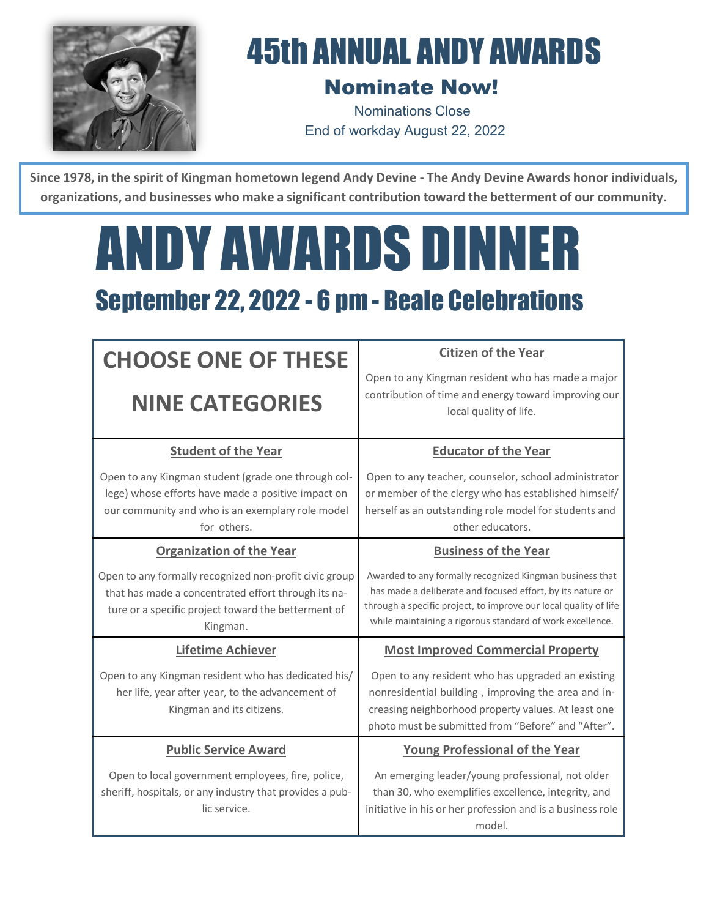# 45th ANNUAL ANDY AWARDS

## Nominate Now!

Nominations Close
End of workday August 22, 2022

**Since 1978, in the spirit of Kingman hometown legend Andy Devine - The Andy Devine Awards honor individuals, organizations, and businesses who make a significant contribution toward the betterment of our community.**

# ANDY AWARDS DINNER

## September 22, 2022 - 6 pm - Beale Celebrations

| **CHOOSE ONE OF THESE NINE CATEGORIES** | **Citizen of the Year**<br>Open to any Kingman resident who has made a major contribution of time and energy toward improving our local quality of life. |
|---|---|
| **Student of the Year**<br>Open to any Kingman student (grade one through college) whose efforts have made a positive impact on our community and who is an exemplary role model for others. | **Educator of the Year**<br>Open to any teacher, counselor, school administrator or member of the clergy who has established himself/herself as an outstanding role model for students and other educators. |
| **Organization of the Year**<br>Open to any formally recognized non-profit civic group that has made a concentrated effort through its nature or a specific project toward the betterment of Kingman. | **Business of the Year**<br>Awarded to any formally recognized Kingman business that has made a deliberate and focused effort, by its nature or through a specific project, to improve our local quality of life while maintaining a rigorous standard of work excellence. |
| **Lifetime Achiever**<br>Open to any Kingman resident who has dedicated his/her life, year after year, to the advancement of Kingman and its citizens. | **Most Improved Commercial Property**<br>Open to any resident who has upgraded an existing nonresidential building , improving the area and increasing neighborhood property values. At least one photo must be submitted from "Before" and "After". |
| **Public Service Award**<br>Open to local government employees, fire, police, sheriff, hospitals, or any industry that provides a public service. | **Young Professional of the Year**<br>An emerging leader/young professional, not older than 30, who exemplifies excellence, integrity, and initiative in his or her profession and is a business role model. |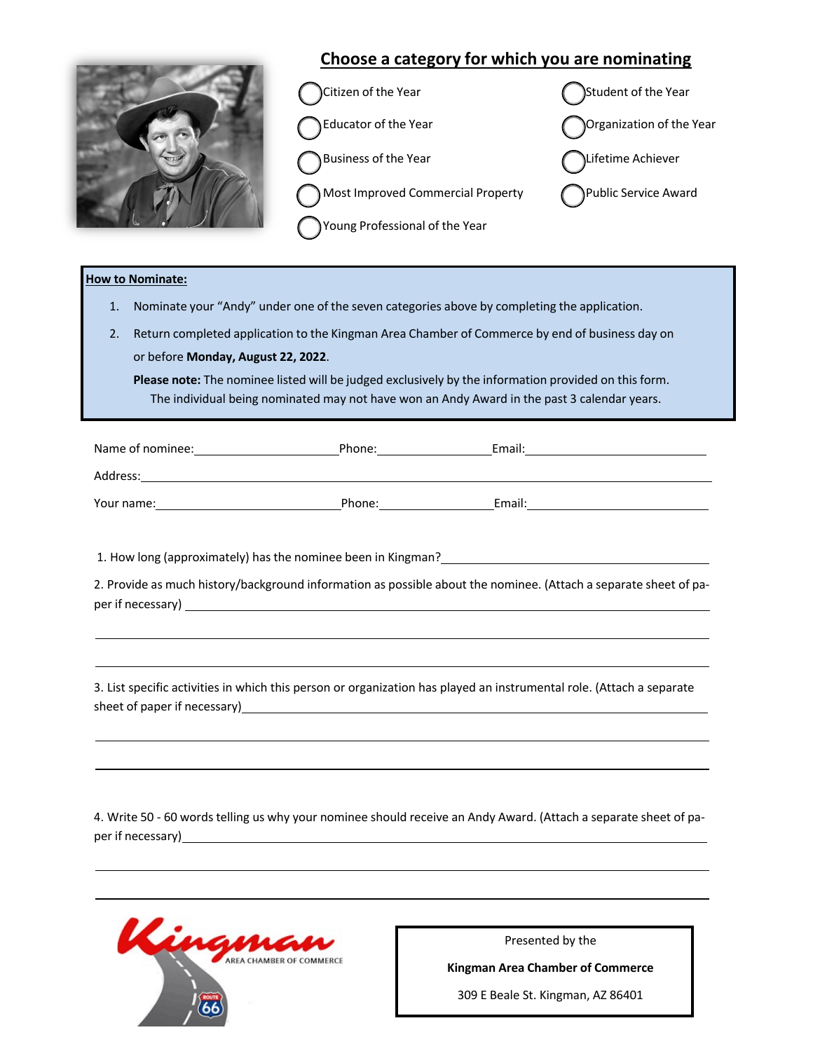## Choose a category for which you are nominating

- Citizen of the Year
- Educator of the Year
- Business of the Year
- Most Improved Commercial Property
- Young Professional of the Year
- Student of the Year
- Organization of the Year
- Lifetime Achiever
- Public Service Award

**How to Nominate:**

1. Nominate your "Andy" under one of the seven categories above by completing the application.
2. Return completed application to the Kingman Area Chamber of Commerce by end of business day on or before **Monday, August 22, 2022**.

**Please note:** The nominee listed will be judged exclusively by the information provided on this form. The individual being nominated may not have won an Andy Award in the past 3 calendar years.

Name of nominee:\_\_\_\_\_\_\_\_\_\_ Phone:\_\_\_\_\_\_\_\_\_\_ Email:\_\_\_\_\_\_\_\_\_\_

Address:\_\_\_\_\_\_\_\_\_\_

Your name:\_\_\_\_\_\_\_\_\_\_ Phone:\_\_\_\_\_\_\_\_\_\_ Email:\_\_\_\_\_\_\_\_\_\_

1. How long (approximately) has the nominee been in Kingman?\_\_\_\_\_\_\_\_\_\_

2. Provide as much history/background information as possible about the nominee. (Attach a separate sheet of paper if necessary)\_\_\_\_\_\_\_\_\_\_

3. List specific activities in which this person or organization has played an instrumental role. (Attach a separate sheet of paper if necessary)\_\_\_\_\_\_\_\_\_\_

4. Write 50 - 60 words telling us why your nominee should receive an Andy Award. (Attach a separate sheet of paper if necessary)\_\_\_\_\_\_\_\_\_\_

Kingman AREA CHAMBER OF COMMERCE

Presented by the

**Kingman Area Chamber of Commerce**

309 E Beale St. Kingman, AZ 86401